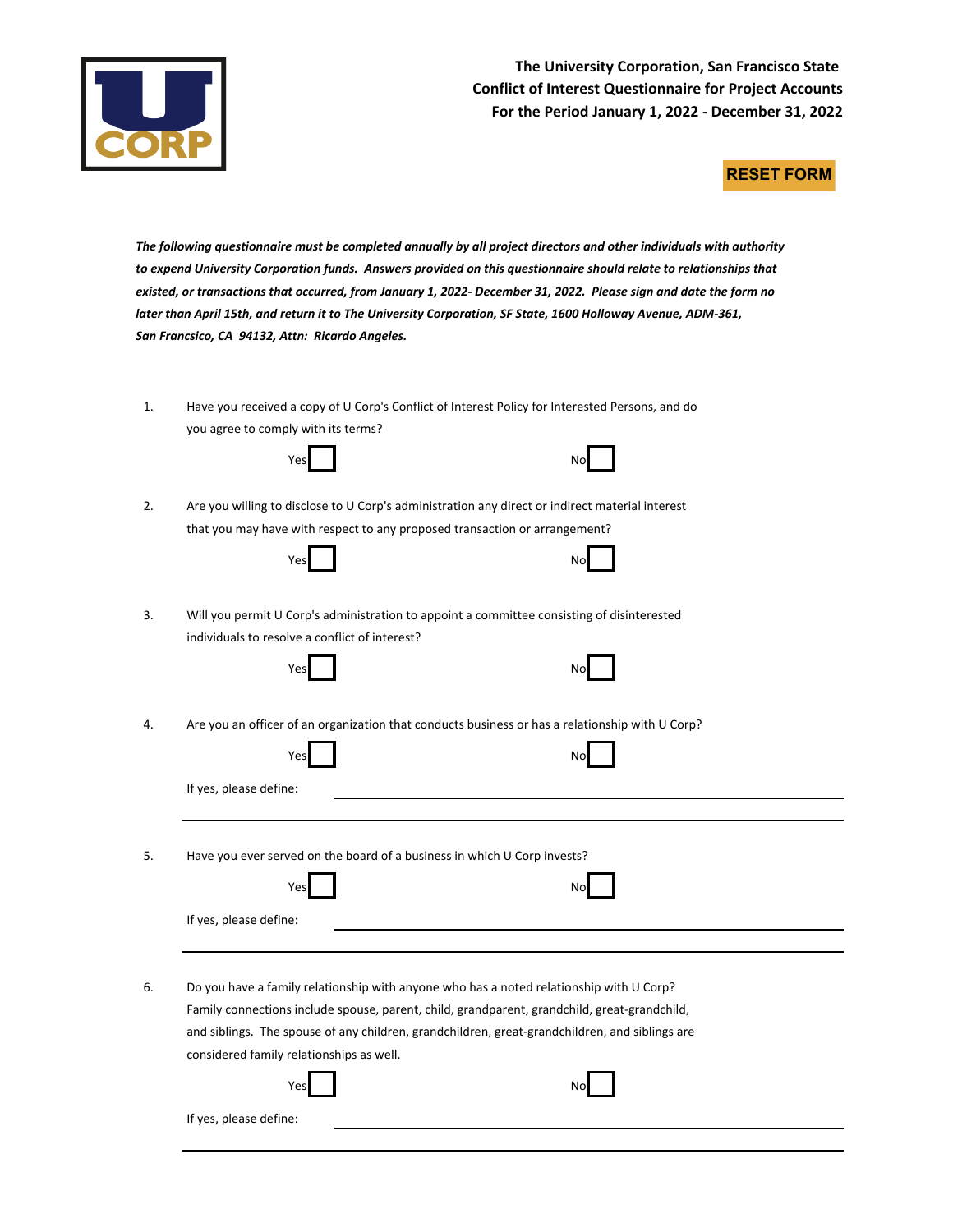**The University Corporation, San Francisco State**
**Conflict of Interest Questionnaire for Project Accounts**
**For the Period January 1, 2022 - December 31, 2022**

RESET FORM

***The following questionnaire must be completed annually by all project directors and other individuals with authority to expend University Corporation funds. Answers provided on this questionnaire should relate to relationships that existed, or transactions that occurred, from January 1, 2022- December 31, 2022. Please sign and date the form no later than April 15th, and return it to The University Corporation, SF State, 1600 Holloway Avenue, ADM-361, San Francsico, CA 94132, Attn: Ricardo Angeles.***

1. Have you received a copy of U Corp's Conflict of Interest Policy for Interested Persons, and do you agree to comply with its terms?

   Yes ☐ No ☐

2. Are you willing to disclose to U Corp's administration any direct or indirect material interest that you may have with respect to any proposed transaction or arrangement?

   Yes ☐ No ☐

3. Will you permit U Corp's administration to appoint a committee consisting of disinterested individuals to resolve a conflict of interest?

   Yes ☐ No ☐

4. Are you an officer of an organization that conducts business or has a relationship with U Corp?

   Yes ☐ No ☐

   If yes, please define: ______________________________

5. Have you ever served on the board of a business in which U Corp invests?

   Yes ☐ No ☐

   If yes, please define: ______________________________

6. Do you have a family relationship with anyone who has a noted relationship with U Corp? Family connections include spouse, parent, child, grandparent, grandchild, great-grandchild, and siblings. The spouse of any children, grandchildren, great-grandchildren, and siblings are considered family relationships as well.

   Yes ☐ No ☐

   If yes, please define: ______________________________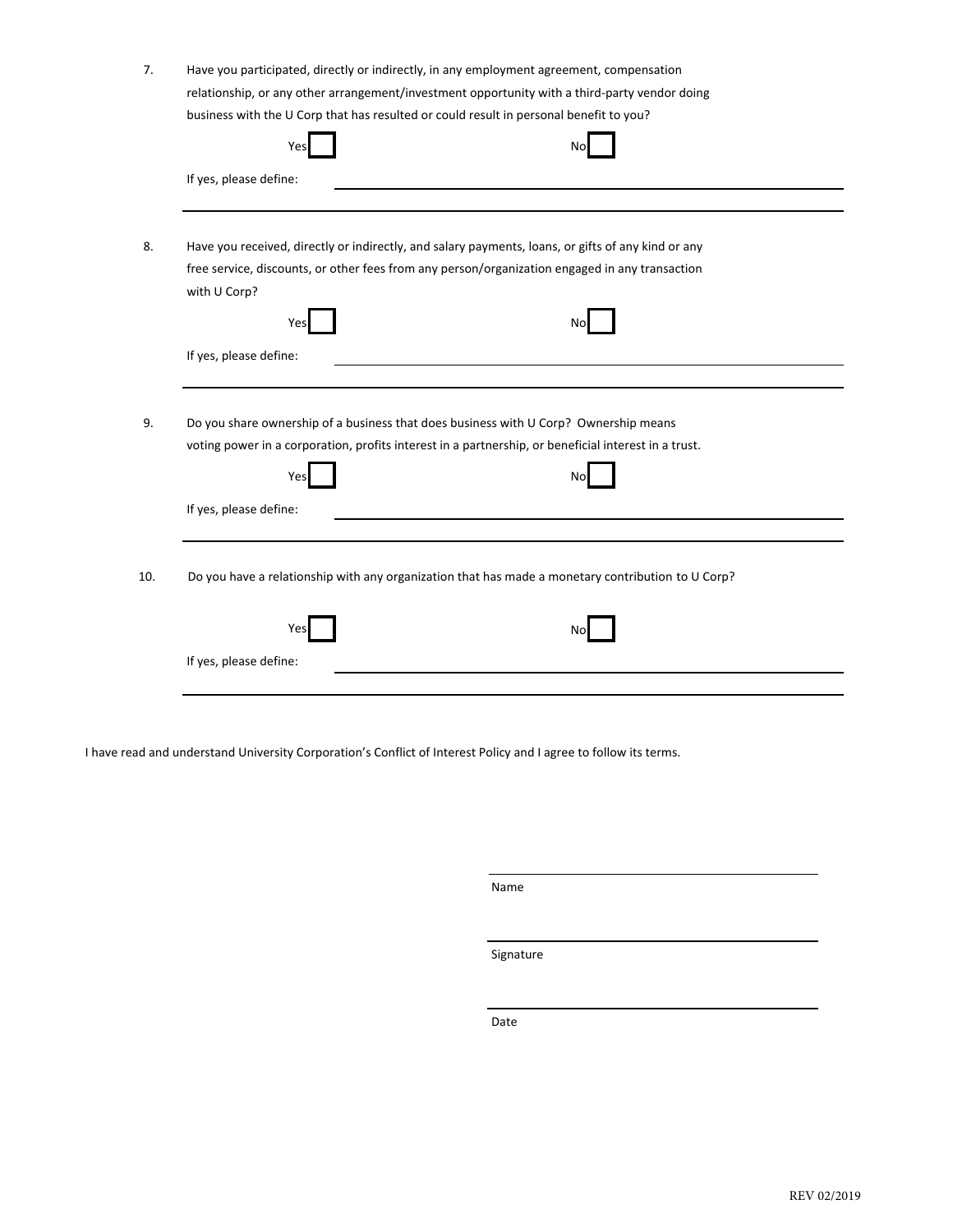7. Have you participated, directly or indirectly, in any employment agreement, compensation relationship, or any other arrangement/investment opportunity with a third-party vendor doing business with the U Corp that has resulted or could result in personal benefit to you?

   Yes ☐ No ☐

   If yes, please define: ______________________________________________

   ______________________________________________________________

8. Have you received, directly or indirectly, and salary payments, loans, or gifts of any kind or any free service, discounts, or other fees from any person/organization engaged in any transaction with U Corp?

   Yes ☐ No ☐

   If yes, please define: ______________________________________________

   ______________________________________________________________

9. Do you share ownership of a business that does business with U Corp? Ownership means voting power in a corporation, profits interest in a partnership, or beneficial interest in a trust.

   Yes ☐ No ☐

   If yes, please define: ______________________________________________

   ______________________________________________________________

10. Do you have a relationship with any organization that has made a monetary contribution to U Corp?

   Yes ☐ No ☐

   If yes, please define: ______________________________________________

   ______________________________________________________________

I have read and understand University Corporation's Conflict of Interest Policy and I agree to follow its terms.

______________________________
Name

______________________________
Signature

______________________________
Date

REV 02/2019